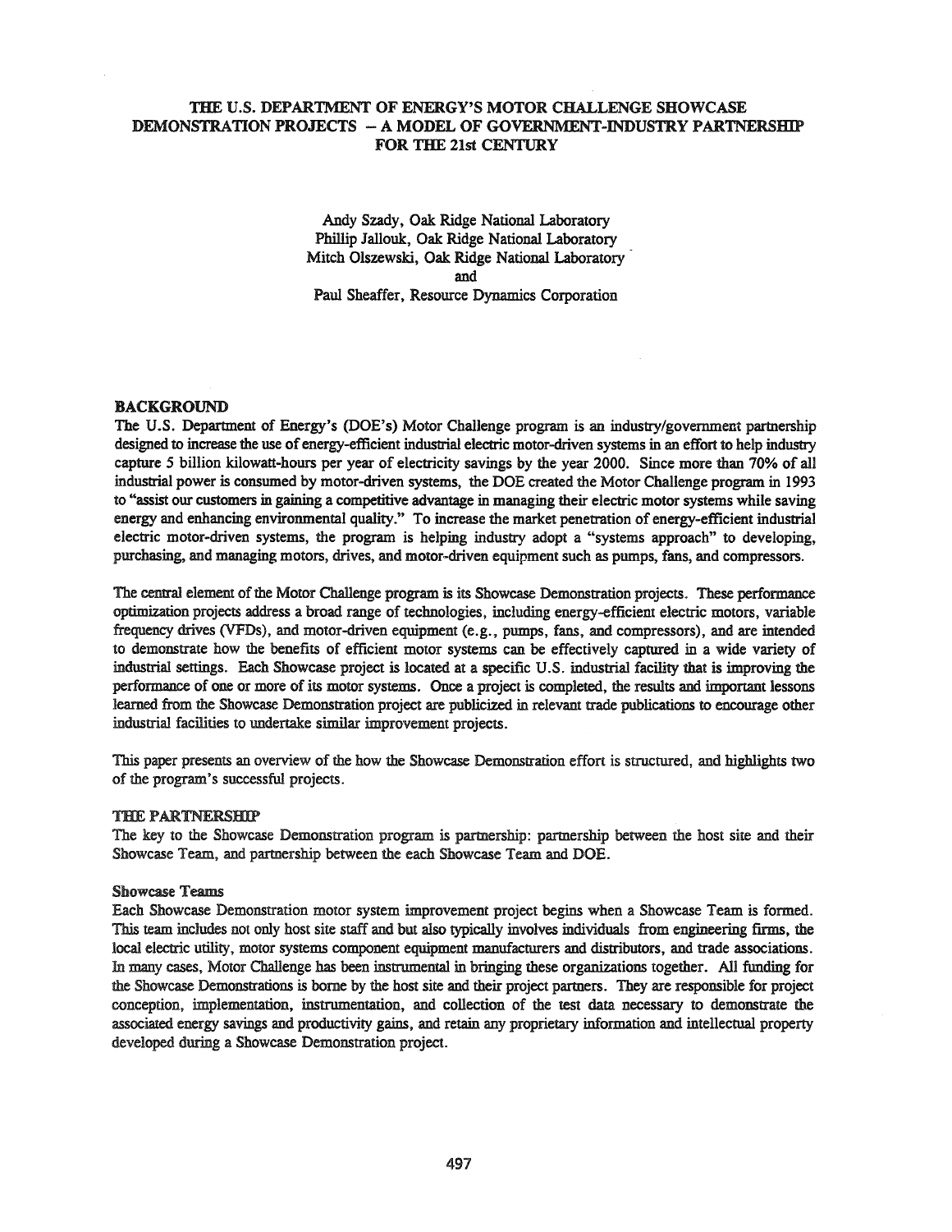# THE U.S. DEPARTMENT OF ENERGY'S MOTOR CHALLENGE SHOWCASE DEMONSTRATION PROJECTS – A MODEL OF GOVERNMENT-INDUSTRY PARTNERSHIP FOR THE 21st CENTURY

Andy Szady, Oak Ridge National Laboratory
Phillip Jallouk, Oak Ridge National Laboratory
Mitch Olszewski, Oak Ridge National Laboratory
and
Paul Sheaffer, Resource Dynamics Corporation

## BACKGROUND

The U.S. Department of Energy's (DOE's) Motor Challenge program is an industry/government partnership designed to increase the use of energy-efficient industrial electric motor-driven systems in an effort to help industry capture 5 billion kilowatt-hours per year of electricity savings by the year 2000. Since more than 70% of all industrial power is consumed by motor-driven systems, the DOE created the Motor Challenge program in 1993 to "assist our customers in gaining a competitive advantage in managing their electric motor systems while saving energy and enhancing environmental quality." To increase the market penetration of energy-efficient industrial electric motor-driven systems, the program is helping industry adopt a "systems approach" to developing, purchasing, and managing motors, drives, and motor-driven equipment such as pumps, fans, and compressors.

The central element of the Motor Challenge program is its Showcase Demonstration projects. These performance optimization projects address a broad range of technologies, including energy-efficient electric motors, variable frequency drives (VFDs), and motor-driven equipment (e.g., pumps, fans, and compressors), and are intended to demonstrate how the benefits of efficient motor systems can be effectively captured in a wide variety of industrial settings. Each Showcase project is located at a specific U.S. industrial facility that is improving the performance of one or more of its motor systems. Once a project is completed, the results and important lessons learned from the Showcase Demonstration project are publicized in relevant trade publications to encourage other industrial facilities to undertake similar improvement projects.

This paper presents an overview of the how the Showcase Demonstration effort is structured, and highlights two of the program's successful projects.

## THE PARTNERSHIP

The key to the Showcase Demonstration program is partnership: partnership between the host site and their Showcase Team, and partnership between the each Showcase Team and DOE.

### Showcase Teams

Each Showcase Demonstration motor system improvement project begins when a Showcase Team is formed. This team includes not only host site staff and but also typically involves individuals from engineering firms, the local electric utility, motor systems component equipment manufacturers and distributors, and trade associations. In many cases, Motor Challenge has been instrumental in bringing these organizations together. All funding for the Showcase Demonstrations is borne by the host site and their project partners. They are responsible for project conception, implementation, instrumentation, and collection of the test data necessary to demonstrate the associated energy savings and productivity gains, and retain any proprietary information and intellectual property developed during a Showcase Demonstration project.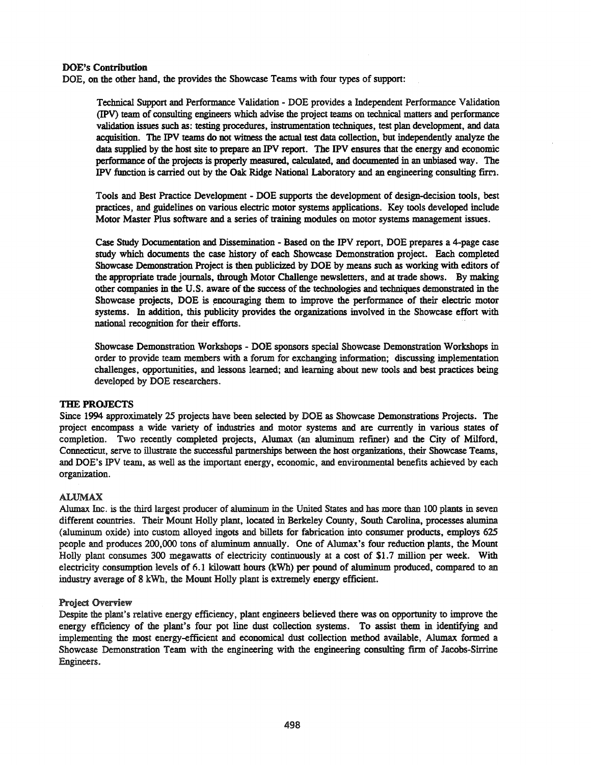### DOE's Contribution

DOE, on the other hand, the provides the Showcase Teams with four types of support:

Technical Support and Performance Validation - DOE provides a Independent Performance Validation (IPV) team of consulting engineers which advise the project teams on technical matters and performance validation issues such as: testing procedures, instrumentation techniques, test plan development, and data acquisition. The IPV teams do not witness the actual test data collection, but independently analyze the data supplied by the host site to prepare an IPV report. The IPV ensures that the energy and economic performance of the projects is properly measured, calculated, and documented in an unbiased way. The IPV function is carried out by the Oak Ridge National Laboratory and an engineering consulting firm.

Tools and Best Practice Development - DOE supports the development of design-decision tools, best practices, and guidelines on various electric motor systems applications. Key tools developed include Motor Master Plus software and a series of training modules on motor systems management issues.

Case Study Documentation and Dissemination - Based on the IPV report, DOE prepares a 4-page case study which documents the case history of each Showcase Demonstration project. Each completed Showcase Demonstration Project is then publicized by DOE by means such as working with editors of the appropriate trade journals, through Motor Challenge newsletters, and at trade shows. By making other companies in the U.S. aware of the success of the technologies and techniques demonstrated in the Showcase projects, DOE is encouraging them to improve the performance of their electric motor systems. In addition, this publicity provides the organizations involved in the Showcase effort with national recognition for their efforts.

Showcase Demonstration Workshops - DOE sponsors special Showcase Demonstration Workshops in order to provide team members with a forum for exchanging information; discussing implementation challenges, opportunities, and lessons learned; and learning about new tools and best practices being developed by DOE researchers.

## THE PROJECTS

Since 1994 approximately 25 projects have been selected by DOE as Showcase Demonstrations Projects. The project encompass a wide variety of industries and motor systems and are currently in various states of completion. Two recently completed projects, Alumax (an aluminum refiner) and the City of Milford, Connecticut, serve to illustrate the successful partnerships between the host organizations, their Showcase Teams, and DOE's IPV team, as well as the important energy, economic, and environmental benefits achieved by each organization.

### ALUMAX

Alumax Inc. is the third largest producer of aluminum in the United States and has more than 100 plants in seven different countries. Their Mount Holly plant, located in Berkeley County, South Carolina, processes alumina (aluminum oxide) into custom alloyed ingots and billets for fabrication into consumer products, employs 625 people and produces 200,000 tons of aluminum annually. One of Alumax's four reduction plants, the Mount Holly plant consumes 300 megawatts of electricity continuously at a cost of $1.7 million per week. With electricity consumption levels of 6.1 kilowatt hours (kWh) per pound of aluminum produced, compared to an industry average of 8 kWh, the Mount Holly plant is extremely energy efficient.

### Project Overview

Despite the plant's relative energy efficiency, plant engineers believed there was on opportunity to improve the energy efficiency of the plant's four pot line dust collection systems. To assist them in identifying and implementing the most energy-efficient and economical dust collection method available, Alumax formed a Showcase Demonstration Team with the engineering with the engineering consulting firm of Jacobs-Sirrine Engineers.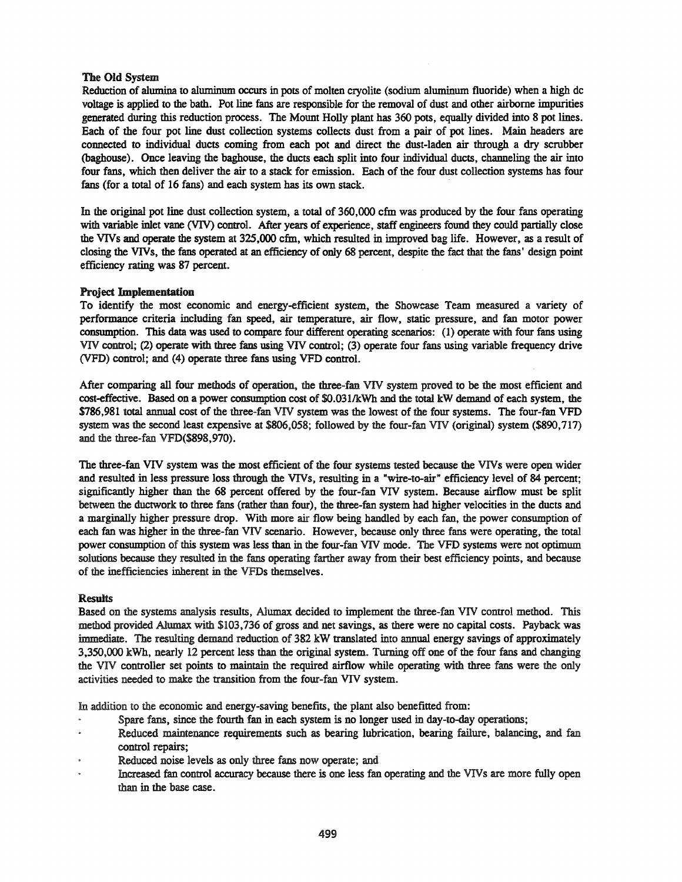### The Old System

Reduction of alumina to aluminum occurs in pots of molten cryolite (sodium aluminum fluoride) when a high dc voltage is applied to the bath. Pot line fans are responsible for the removal of dust and other airborne impurities generated during this reduction process. The Mount Holly plant has 360 pots, equally divided into 8 pot lines. Each of the four pot line dust collection systems collects dust from a pair of pot lines. Main headers are connected to individual ducts coming from each pot and direct the dust-laden air through a dry scrubber (baghouse). Once leaving the baghouse, the ducts each split into four individual ducts, channeling the air into four fans, which then deliver the air to a stack for emission. Each of the four dust collection systems has four fans (for a total of 16 fans) and each system has its own stack.

In the original pot line dust collection system, a total of 360,000 cfm was produced by the four fans operating with variable inlet vane (VIV) control. After years of experience, staff engineers found they could partially close the VIVs and operate the system at 325,000 cfm, which resulted in improved bag life. However, as a result of closing the VIVs, the fans operated at an efficiency of only 68 percent, despite the fact that the fans' design point efficiency rating was 87 percent.

### Project Implementation

To identify the most economic and energy-efficient system, the Showcase Team measured a variety of performance criteria including fan speed, air temperature, air flow, static pressure, and fan motor power consumption. This data was used to compare four different operating scenarios: (1) operate with four fans using VIV control; (2) operate with three fans using VIV control; (3) operate four fans using variable frequency drive (VFD) control; and (4) operate three fans using VFD control.

After comparing all four methods of operation, the three-fan VIV system proved to be the most efficient and cost-effective. Based on a power consumption cost of $0.031/kWh and the total kW demand of each system, the $786,981 total annual cost of the three-fan VIV system was the lowest of the four systems. The four-fan VFD system was the second least expensive at $806,058; followed by the four-fan VIV (original) system ($890,717) and the three-fan VFD($898,970).

The three-fan VIV system was the most efficient of the four systems tested because the VIVs were open wider and resulted in less pressure loss through the VIVs, resulting in a "wire-to-air" efficiency level of 84 percent; significantly higher than the 68 percent offered by the four-fan VIV system. Because airflow must be split between the ductwork to three fans (rather than four), the three-fan system had higher velocities in the ducts and a marginally higher pressure drop. With more air flow being handled by each fan, the power consumption of each fan was higher in the three-fan VIV scenario. However, because only three fans were operating, the total power consumption of this system was less than in the four-fan VIV mode. The VFD systems were not optimum solutions because they resulted in the fans operating farther away from their best efficiency points, and because of the inefficiencies inherent in the VFDs themselves.

### Results

Based on the systems analysis results, Alumax decided to implement the three-fan VIV control method. This method provided Alumax with $103,736 of gross and net savings, as there were no capital costs. Payback was immediate. The resulting demand reduction of 382 kW translated into annual energy savings of approximately 3,350,000 kWh, nearly 12 percent less than the original system. Turning off one of the four fans and changing the VIV controller set points to maintain the required airflow while operating with three fans were the only activities needed to make the transition from the four-fan VIV system.

In addition to the economic and energy-saving benefits, the plant also benefitted from:

- Spare fans, since the fourth fan in each system is no longer used in day-to-day operations;
- Reduced maintenance requirements such as bearing lubrication, bearing failure, balancing, and fan control repairs;
- Reduced noise levels as only three fans now operate; and
- Increased fan control accuracy because there is one less fan operating and the VIVs are more fully open than in the base case.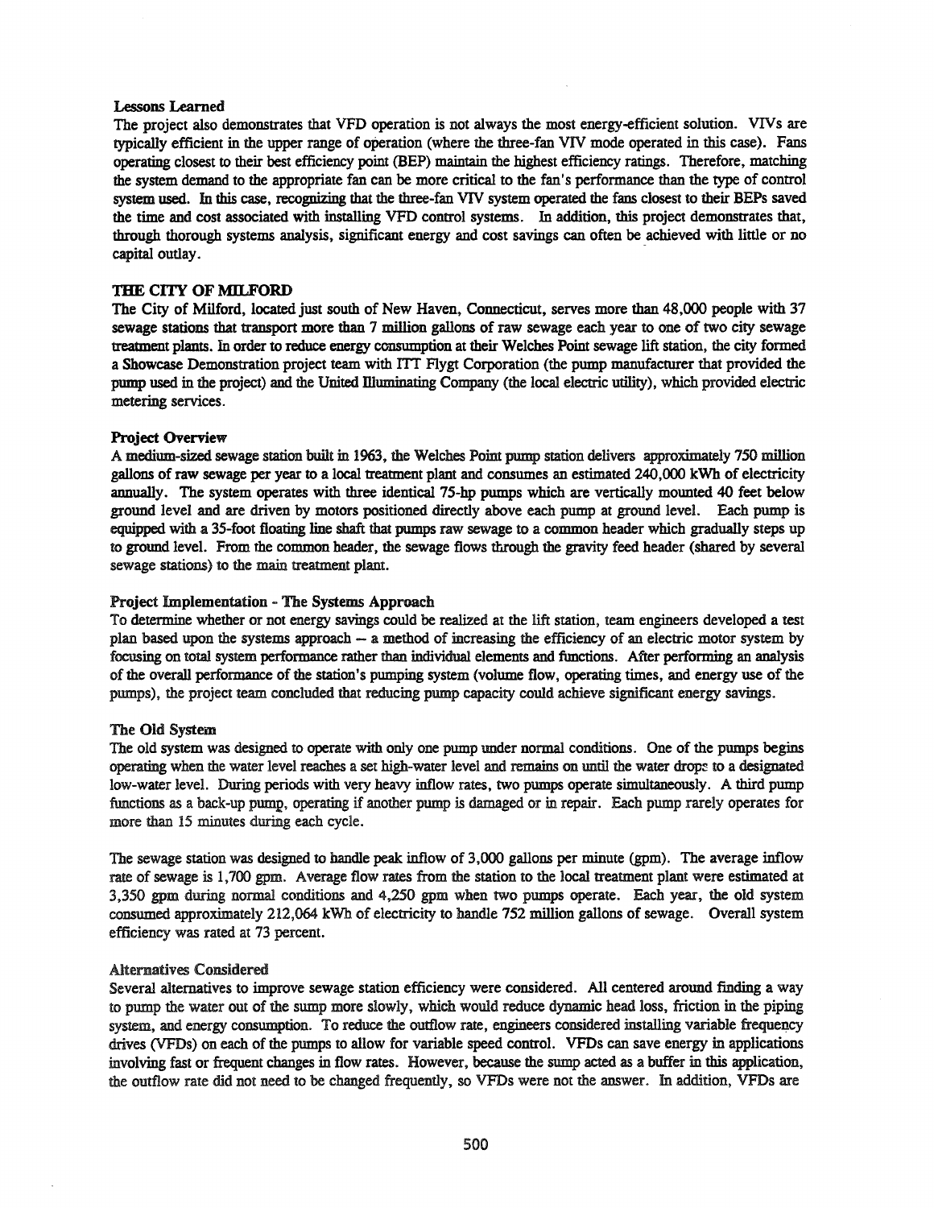### Lessons Learned

The project also demonstrates that VFD operation is not always the most energy-efficient solution. VIVs are typically efficient in the upper range of operation (where the three-fan VIV mode operated in this case). Fans operating closest to their best efficiency point (BEP) maintain the highest efficiency ratings. Therefore, matching the system demand to the appropriate fan can be more critical to the fan's performance than the type of control system used. In this case, recognizing that the three-fan VIV system operated the fans closest to their BEPs saved the time and cost associated with installing VFD control systems. In addition, this project demonstrates that, through thorough systems analysis, significant energy and cost savings can often be achieved with little or no capital outlay.

## THE CITY OF MILFORD

The City of Milford, located just south of New Haven, Connecticut, serves more than 48,000 people with 37 sewage stations that transport more than 7 million gallons of raw sewage each year to one of two city sewage treatment plants. In order to reduce energy consumption at their Welches Point sewage lift station, the city formed a Showcase Demonstration project team with ITT Flygt Corporation (the pump manufacturer that provided the pump used in the project) and the United Illuminating Company (the local electric utility), which provided electric metering services.

### Project Overview

A medium-sized sewage station built in 1963, the Welches Point pump station delivers approximately 750 million gallons of raw sewage per year to a local treatment plant and consumes an estimated 240,000 kWh of electricity annually. The system operates with three identical 75-hp pumps which are vertically mounted 40 feet below ground level and are driven by motors positioned directly above each pump at ground level. Each pump is equipped with a 35-foot floating line shaft that pumps raw sewage to a common header which gradually steps up to ground level. From the common header, the sewage flows through the gravity feed header (shared by several sewage stations) to the main treatment plant.

### Project Implementation - The Systems Approach

To determine whether or not energy savings could be realized at the lift station, team engineers developed a test plan based upon the systems approach -- a method of increasing the efficiency of an electric motor system by focusing on total system performance rather than individual elements and functions. After performing an analysis of the overall performance of the station's pumping system (volume flow, operating times, and energy use of the pumps), the project team concluded that reducing pump capacity could achieve significant energy savings.

### The Old System

The old system was designed to operate with only one pump under normal conditions. One of the pumps begins operating when the water level reaches a set high-water level and remains on until the water drops to a designated low-water level. During periods with very heavy inflow rates, two pumps operate simultaneously. A third pump functions as a back-up pump, operating if another pump is damaged or in repair. Each pump rarely operates for more than 15 minutes during each cycle.

The sewage station was designed to handle peak inflow of 3,000 gallons per minute (gpm). The average inflow rate of sewage is 1,700 gpm. Average flow rates from the station to the local treatment plant were estimated at 3,350 gpm during normal conditions and 4,250 gpm when two pumps operate. Each year, the old system consumed approximately 212,064 kWh of electricity to handle 752 million gallons of sewage. Overall system efficiency was rated at 73 percent.

### Alternatives Considered

Several alternatives to improve sewage station efficiency were considered. All centered around finding a way to pump the water out of the sump more slowly, which would reduce dynamic head loss, friction in the piping system, and energy consumption. To reduce the outflow rate, engineers considered installing variable frequency drives (VFDs) on each of the pumps to allow for variable speed control. VFDs can save energy in applications involving fast or frequent changes in flow rates. However, because the sump acted as a buffer in this application, the outflow rate did not need to be changed frequently, so VFDs were not the answer. In addition, VFDs are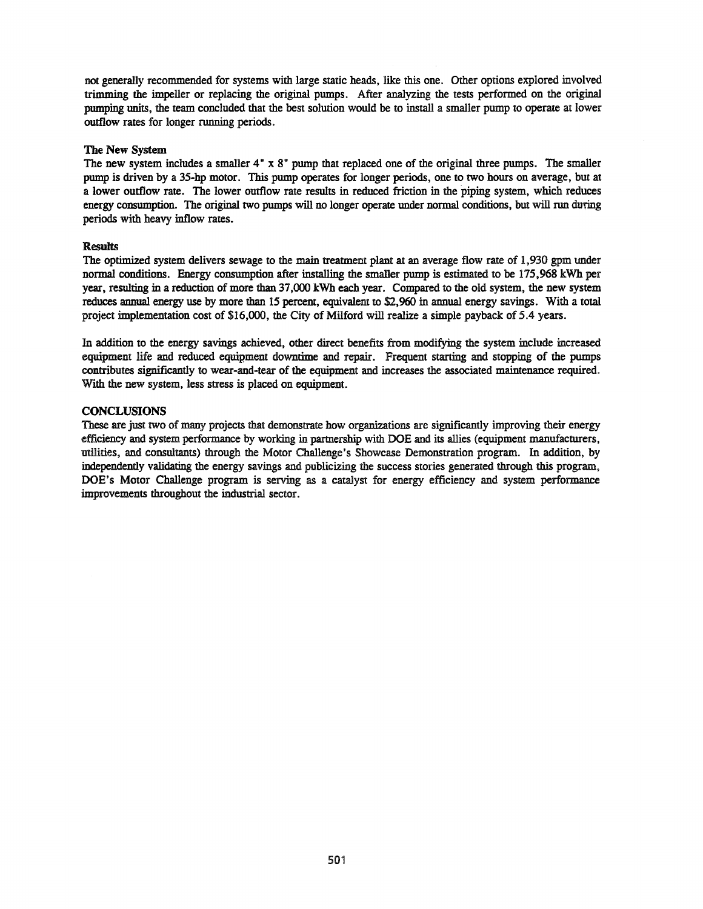not generally recommended for systems with large static heads, like this one. Other options explored involved trimming the impeller or replacing the original pumps. After analyzing the tests performed on the original pumping units, the team concluded that the best solution would be to install a smaller pump to operate at lower outflow rates for longer running periods.

**The New System**

The new system includes a smaller 4" x 8" pump that replaced one of the original three pumps. The smaller pump is driven by a 35-hp motor. This pump operates for longer periods, one to two hours on average, but at a lower outflow rate. The lower outflow rate results in reduced friction in the piping system, which reduces energy consumption. The original two pumps will no longer operate under normal conditions, but will run during periods with heavy inflow rates.

**Results**

The optimized system delivers sewage to the main treatment plant at an average flow rate of 1,930 gpm under normal conditions. Energy consumption after installing the smaller pump is estimated to be 175,968 kWh per year, resulting in a reduction of more than 37,000 kWh each year. Compared to the old system, the new system reduces annual energy use by more than 15 percent, equivalent to $2,960 in annual energy savings. With a total project implementation cost of $16,000, the City of Milford will realize a simple payback of 5.4 years.

In addition to the energy savings achieved, other direct benefits from modifying the system include increased equipment life and reduced equipment downtime and repair. Frequent starting and stopping of the pumps contributes significantly to wear-and-tear of the equipment and increases the associated maintenance required. With the new system, less stress is placed on equipment.

## CONCLUSIONS

These are just two of many projects that demonstrate how organizations are significantly improving their energy efficiency and system performance by working in partnership with DOE and its allies (equipment manufacturers, utilities, and consultants) through the Motor Challenge's Showcase Demonstration program. In addition, by independently validating the energy savings and publicizing the success stories generated through this program, DOE's Motor Challenge program is serving as a catalyst for energy efficiency and system performance improvements throughout the industrial sector.